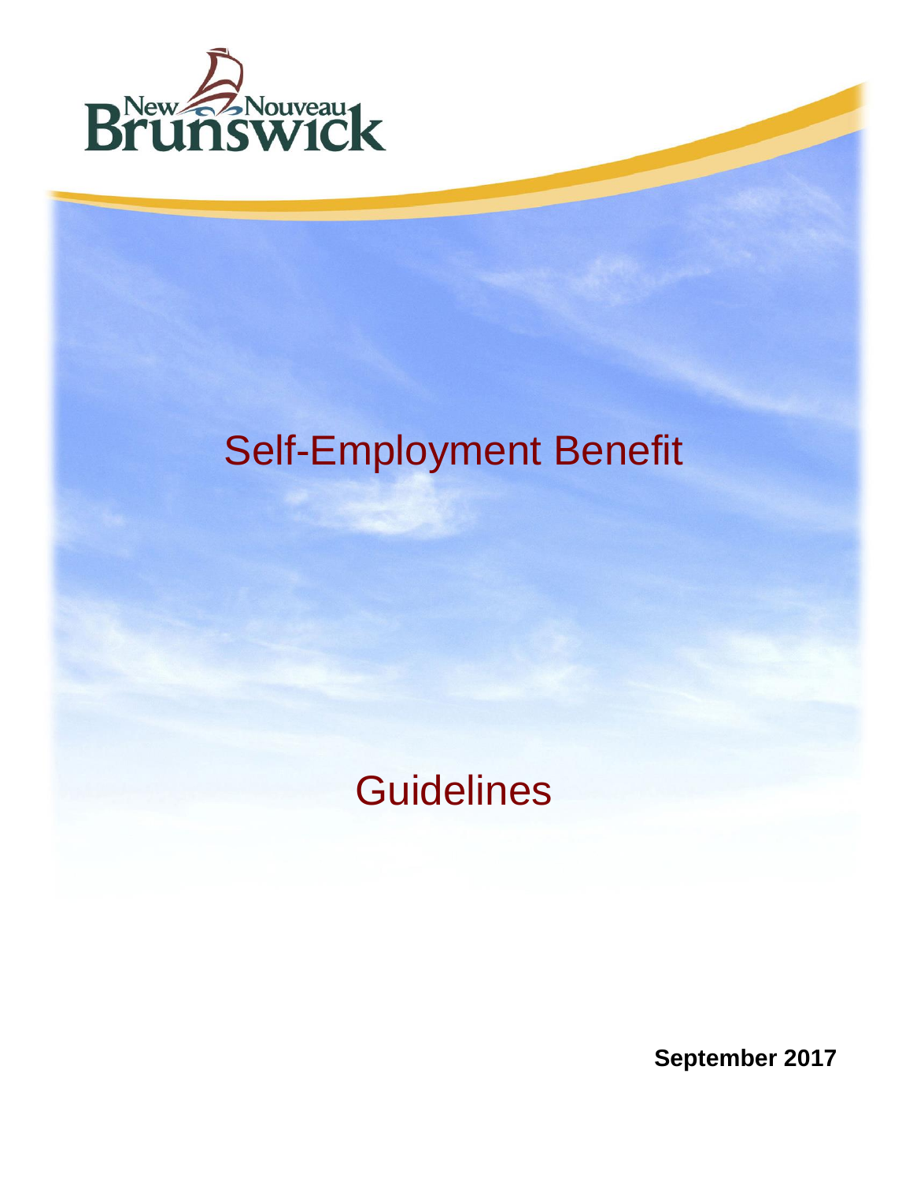New Nouveau Brunswick

# Self-Employment Benefit

## Guidelines

**September 2017**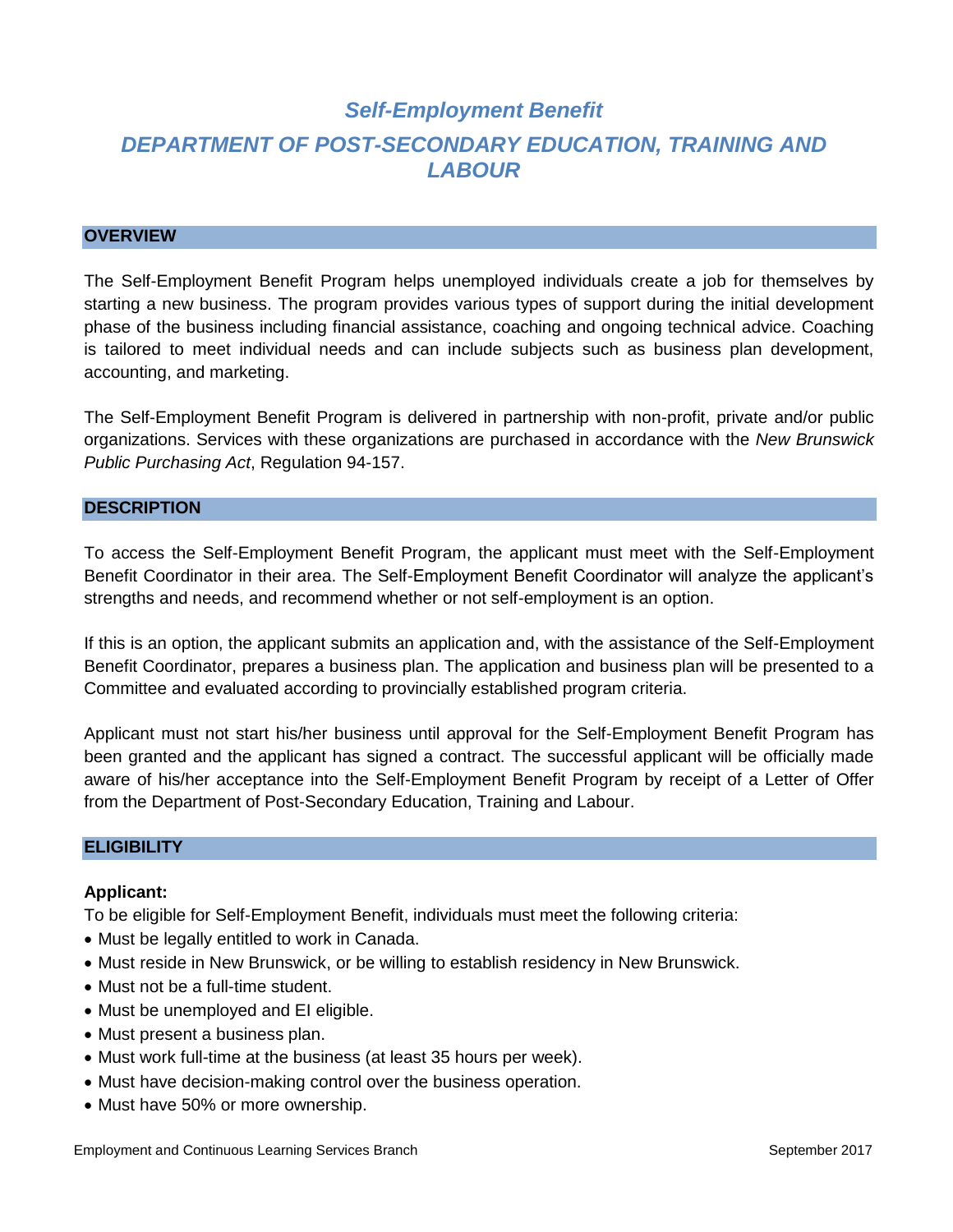# *Self-Employment Benefit*

# *DEPARTMENT OF POST-SECONDARY EDUCATION, TRAINING AND LABOUR*

## OVERVIEW

The Self-Employment Benefit Program helps unemployed individuals create a job for themselves by starting a new business. The program provides various types of support during the initial development phase of the business including financial assistance, coaching and ongoing technical advice. Coaching is tailored to meet individual needs and can include subjects such as business plan development, accounting, and marketing.

The Self-Employment Benefit Program is delivered in partnership with non-profit, private and/or public organizations. Services with these organizations are purchased in accordance with the *New Brunswick Public Purchasing Act*, Regulation 94-157.

## DESCRIPTION

To access the Self-Employment Benefit Program, the applicant must meet with the Self-Employment Benefit Coordinator in their area. The Self-Employment Benefit Coordinator will analyze the applicant's strengths and needs, and recommend whether or not self-employment is an option.

If this is an option, the applicant submits an application and, with the assistance of the Self-Employment Benefit Coordinator, prepares a business plan. The application and business plan will be presented to a Committee and evaluated according to provincially established program criteria.

Applicant must not start his/her business until approval for the Self-Employment Benefit Program has been granted and the applicant has signed a contract. The successful applicant will be officially made aware of his/her acceptance into the Self-Employment Benefit Program by receipt of a Letter of Offer from the Department of Post-Secondary Education, Training and Labour.

## ELIGIBILITY

**Applicant:**

To be eligible for Self-Employment Benefit, individuals must meet the following criteria:

- Must be legally entitled to work in Canada.
- Must reside in New Brunswick, or be willing to establish residency in New Brunswick.
- Must not be a full-time student.
- Must be unemployed and EI eligible.
- Must present a business plan.
- Must work full-time at the business (at least 35 hours per week).
- Must have decision-making control over the business operation.
- Must have 50% or more ownership.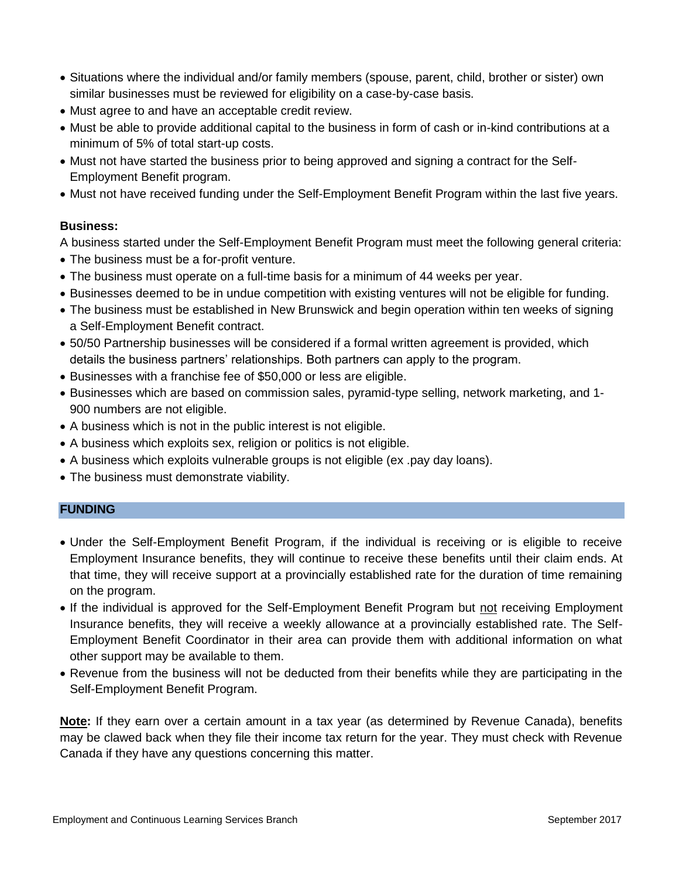- Situations where the individual and/or family members (spouse, parent, child, brother or sister) own similar businesses must be reviewed for eligibility on a case-by-case basis.
- Must agree to and have an acceptable credit review.
- Must be able to provide additional capital to the business in form of cash or in-kind contributions at a minimum of 5% of total start-up costs.
- Must not have started the business prior to being approved and signing a contract for the Self-Employment Benefit program.
- Must not have received funding under the Self-Employment Benefit Program within the last five years.

**Business:**

A business started under the Self-Employment Benefit Program must meet the following general criteria:

- The business must be a for-profit venture.
- The business must operate on a full-time basis for a minimum of 44 weeks per year.
- Businesses deemed to be in undue competition with existing ventures will not be eligible for funding.
- The business must be established in New Brunswick and begin operation within ten weeks of signing a Self-Employment Benefit contract.
- 50/50 Partnership businesses will be considered if a formal written agreement is provided, which details the business partners' relationships. Both partners can apply to the program.
- Businesses with a franchise fee of $50,000 or less are eligible.
- Businesses which are based on commission sales, pyramid-type selling, network marketing, and 1-900 numbers are not eligible.
- A business which is not in the public interest is not eligible.
- A business which exploits sex, religion or politics is not eligible.
- A business which exploits vulnerable groups is not eligible (ex .pay day loans).
- The business must demonstrate viability.

## FUNDING

- Under the Self-Employment Benefit Program, if the individual is receiving or is eligible to receive Employment Insurance benefits, they will continue to receive these benefits until their claim ends. At that time, they will receive support at a provincially established rate for the duration of time remaining on the program.
- If the individual is approved for the Self-Employment Benefit Program but not receiving Employment Insurance benefits, they will receive a weekly allowance at a provincially established rate. The Self-Employment Benefit Coordinator in their area can provide them with additional information on what other support may be available to them.
- Revenue from the business will not be deducted from their benefits while they are participating in the Self-Employment Benefit Program.

**Note:** If they earn over a certain amount in a tax year (as determined by Revenue Canada), benefits may be clawed back when they file their income tax return for the year. They must check with Revenue Canada if they have any questions concerning this matter.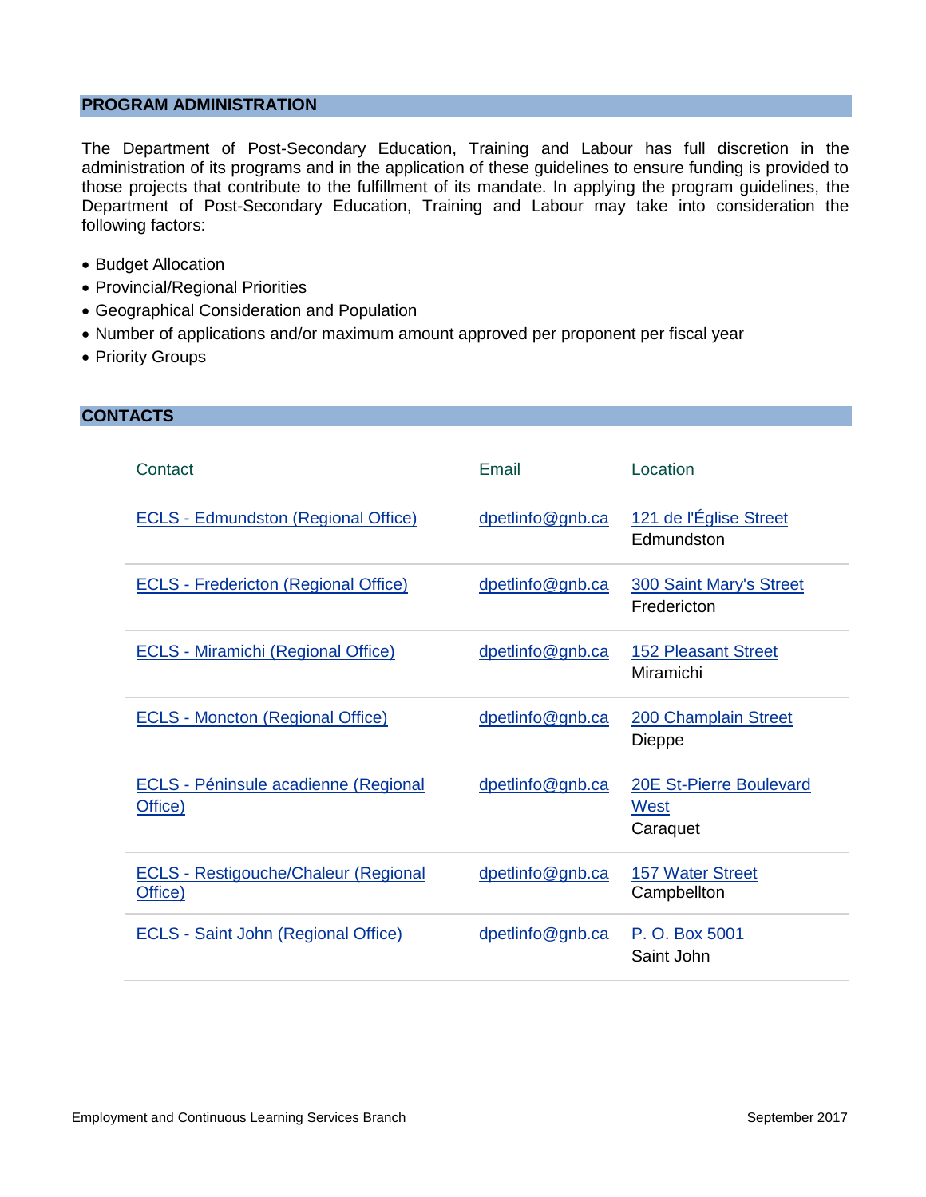## PROGRAM ADMINISTRATION

The Department of Post-Secondary Education, Training and Labour has full discretion in the administration of its programs and in the application of these guidelines to ensure funding is provided to those projects that contribute to the fulfillment of its mandate. In applying the program guidelines, the Department of Post-Secondary Education, Training and Labour may take into consideration the following factors:

- Budget Allocation
- Provincial/Regional Priorities
- Geographical Consideration and Population
- Number of applications and/or maximum amount approved per proponent per fiscal year
- Priority Groups

## CONTACTS

| Contact | Email | Location |
|---|---|---|
| ECLS - Edmundston (Regional Office) | dpetlinfo@gnb.ca | 121 de l'Église Street<br>Edmundston |
| ECLS - Fredericton (Regional Office) | dpetlinfo@gnb.ca | 300 Saint Mary's Street<br>Fredericton |
| ECLS - Miramichi (Regional Office) | dpetlinfo@gnb.ca | 152 Pleasant Street<br>Miramichi |
| ECLS - Moncton (Regional Office) | dpetlinfo@gnb.ca | 200 Champlain Street<br>Dieppe |
| ECLS - Péninsule acadienne (Regional Office) | dpetlinfo@gnb.ca | 20E St-Pierre Boulevard West<br>Caraquet |
| ECLS - Restigouche/Chaleur (Regional Office) | dpetlinfo@gnb.ca | 157 Water Street<br>Campbellton |
| ECLS - Saint John (Regional Office) | dpetlinfo@gnb.ca | P. O. Box 5001<br>Saint John |